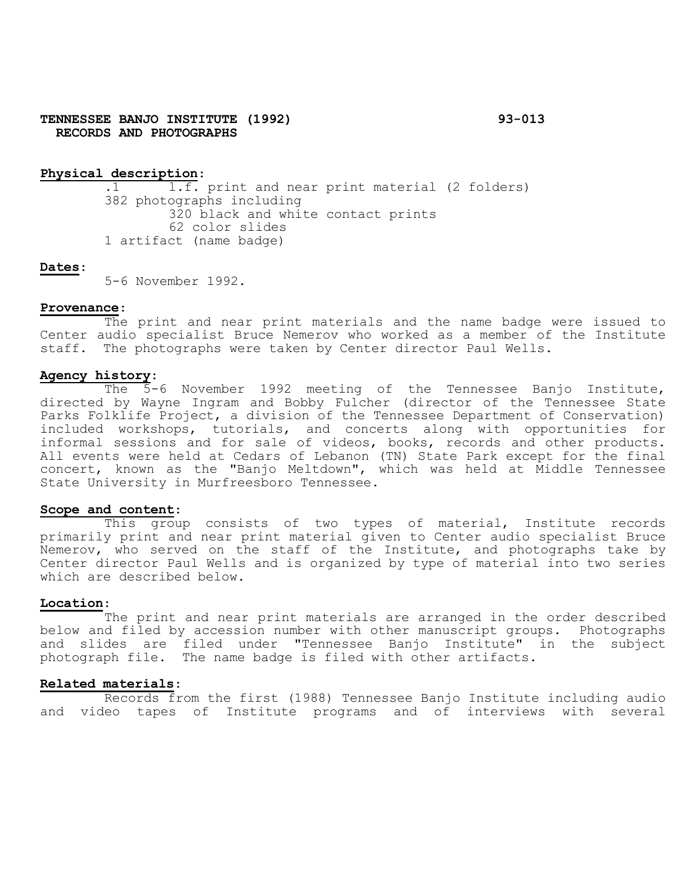**TENNESSEE BANJO INSTITUTE (1992) 93-013**
**RECORDS AND PHOTOGRAPHS**

**Physical description:**

.1 l.f. print and near print material (2 folders)
382 photographs including
320 black and white contact prints
62 color slides
1 artifact (name badge)

**Dates:**

5-6 November 1992.

**Provenance:**

The print and near print materials and the name badge were issued to Center audio specialist Bruce Nemerov who worked as a member of the Institute staff. The photographs were taken by Center director Paul Wells.

**Agency history:**

The 5-6 November 1992 meeting of the Tennessee Banjo Institute, directed by Wayne Ingram and Bobby Fulcher (director of the Tennessee State Parks Folklife Project, a division of the Tennessee Department of Conservation) included workshops, tutorials, and concerts along with opportunities for informal sessions and for sale of videos, books, records and other products. All events were held at Cedars of Lebanon (TN) State Park except for the final concert, known as the "Banjo Meltdown", which was held at Middle Tennessee State University in Murfreesboro Tennessee.

**Scope and content:**

This group consists of two types of material, Institute records primarily print and near print material given to Center audio specialist Bruce Nemerov, who served on the staff of the Institute, and photographs take by Center director Paul Wells and is organized by type of material into two series which are described below.

**Location:**

The print and near print materials are arranged in the order described below and filed by accession number with other manuscript groups. Photographs and slides are filed under "Tennessee Banjo Institute" in the subject photograph file. The name badge is filed with other artifacts.

**Related materials:**

Records from the first (1988) Tennessee Banjo Institute including audio and video tapes of Institute programs and of interviews with several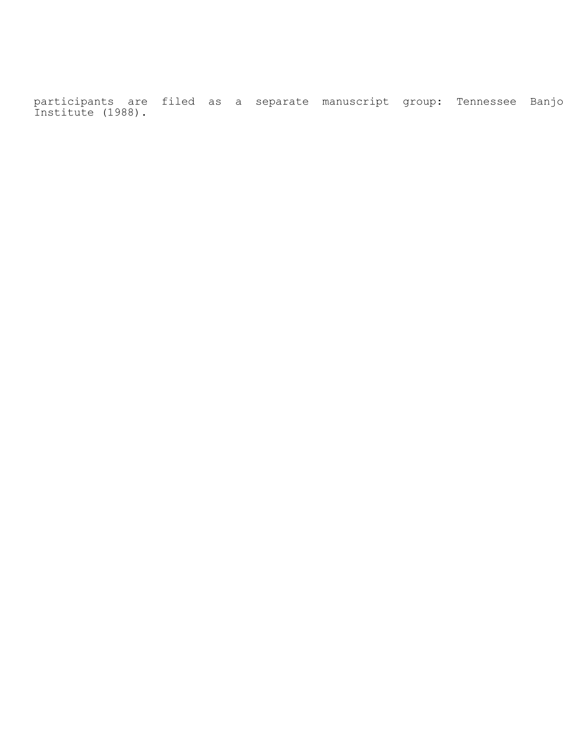participants are filed as a separate manuscript group: Tennessee Banjo Institute (1988).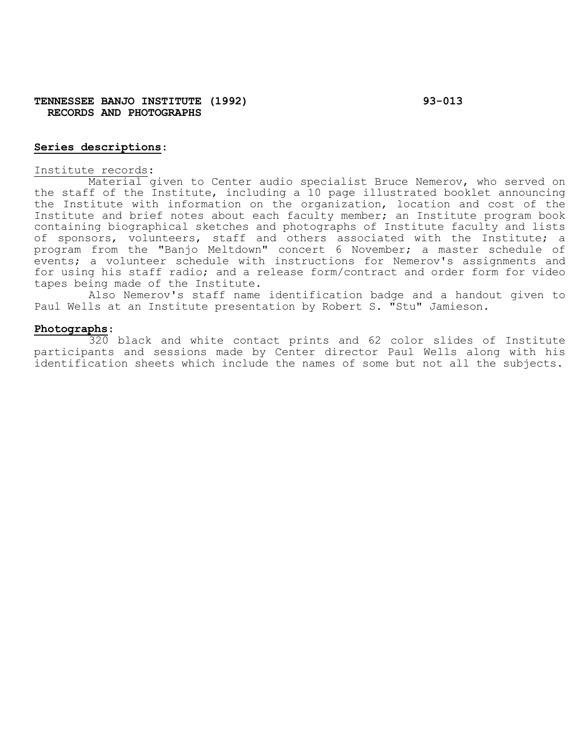**TENNESSEE BANJO INSTITUTE (1992)** **93-013**
**RECORDS AND PHOTOGRAPHS**

**Series descriptions**:

Institute records:

Material given to Center audio specialist Bruce Nemerov, who served on the staff of the Institute, including a 10 page illustrated booklet announcing the Institute with information on the organization, location and cost of the Institute and brief notes about each faculty member; an Institute program book containing biographical sketches and photographs of Institute faculty and lists of sponsors, volunteers, staff and others associated with the Institute; a program from the "Banjo Meltdown" concert 6 November; a master schedule of events; a volunteer schedule with instructions for Nemerov's assignments and for using his staff radio; and a release form/contract and order form for video tapes being made of the Institute.

Also Nemerov's staff name identification badge and a handout given to Paul Wells at an Institute presentation by Robert S. "Stu" Jamieson.

**Photographs**:

320 black and white contact prints and 62 color slides of Institute participants and sessions made by Center director Paul Wells along with his identification sheets which include the names of some but not all the subjects.